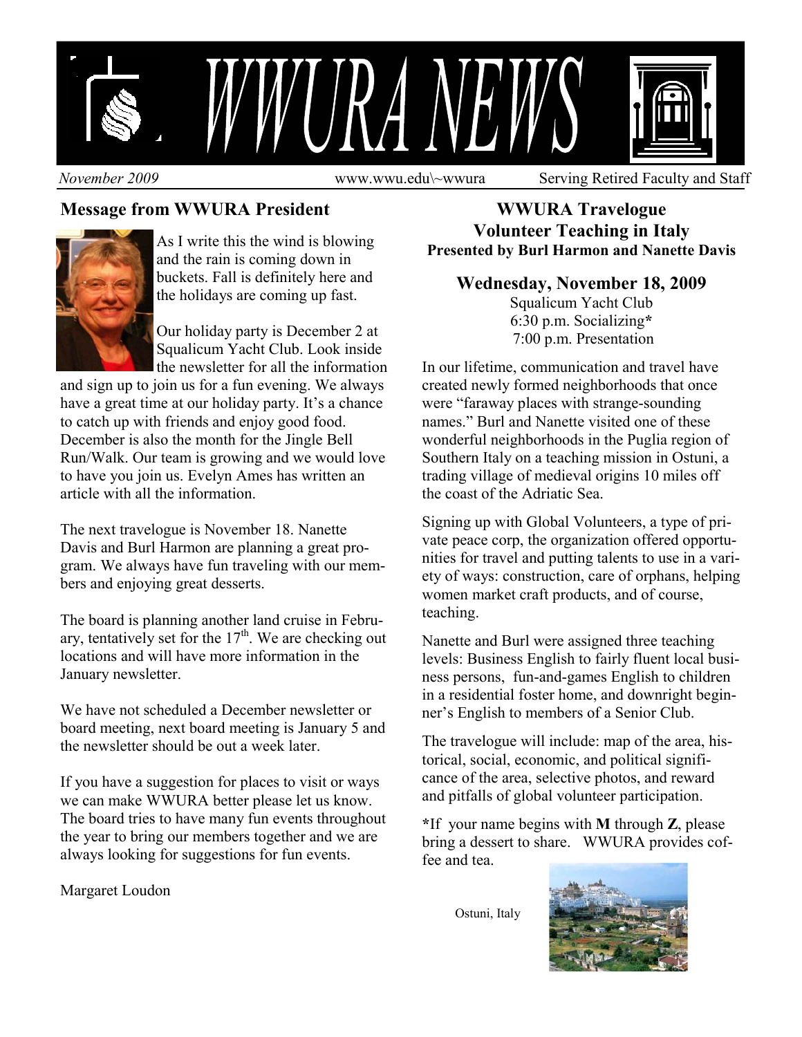# WWURA NEWS

*November 2009* www.wwu.edu\~wwura Serving Retired Faculty and Staff

## Message from WWURA President

As I write this the wind is blowing and the rain is coming down in buckets. Fall is definitely here and the holidays are coming up fast.

Our holiday party is December 2 at Squalicum Yacht Club. Look inside the newsletter for all the information and sign up to join us for a fun evening. We always have a great time at our holiday party. It's a chance to catch up with friends and enjoy good food. December is also the month for the Jingle Bell Run/Walk. Our team is growing and we would love to have you join us. Evelyn Ames has written an article with all the information.

The next travelogue is November 18. Nanette Davis and Burl Harmon are planning a great program. We always have fun traveling with our members and enjoying great desserts.

The board is planning another land cruise in February, tentatively set for the 17th. We are checking out locations and will have more information in the January newsletter.

We have not scheduled a December newsletter or board meeting, next board meeting is January 5 and the newsletter should be out a week later.

If you have a suggestion for places to visit or ways we can make WWURA better please let us know. The board tries to have many fun events throughout the year to bring our members together and we are always looking for suggestions for fun events.

Margaret Loudon

## WWURA Travelogue
## Volunteer Teaching in Italy
**Presented by Burl Harmon and Nanette Davis**

### Wednesday, November 18, 2009

Squalicum Yacht Club
6:30 p.m. Socializing*
7:00 p.m. Presentation

In our lifetime, communication and travel have created newly formed neighborhoods that once were "faraway places with strange-sounding names." Burl and Nanette visited one of these wonderful neighborhoods in the Puglia region of Southern Italy on a teaching mission in Ostuni, a trading village of medieval origins 10 miles off the coast of the Adriatic Sea.

Signing up with Global Volunteers, a type of private peace corp, the organization offered opportunities for travel and putting talents to use in a variety of ways: construction, care of orphans, helping women market craft products, and of course, teaching.

Nanette and Burl were assigned three teaching levels: Business English to fairly fluent local business persons, fun-and-games English to children in a residential foster home, and downright beginner's English to members of a Senior Club.

The travelogue will include: map of the area, historical, social, economic, and political significance of the area, selective photos, and reward and pitfalls of global volunteer participation.

*If your name begins with **M** through **Z**, please bring a dessert to share. WWURA provides coffee and tea.

Ostuni, Italy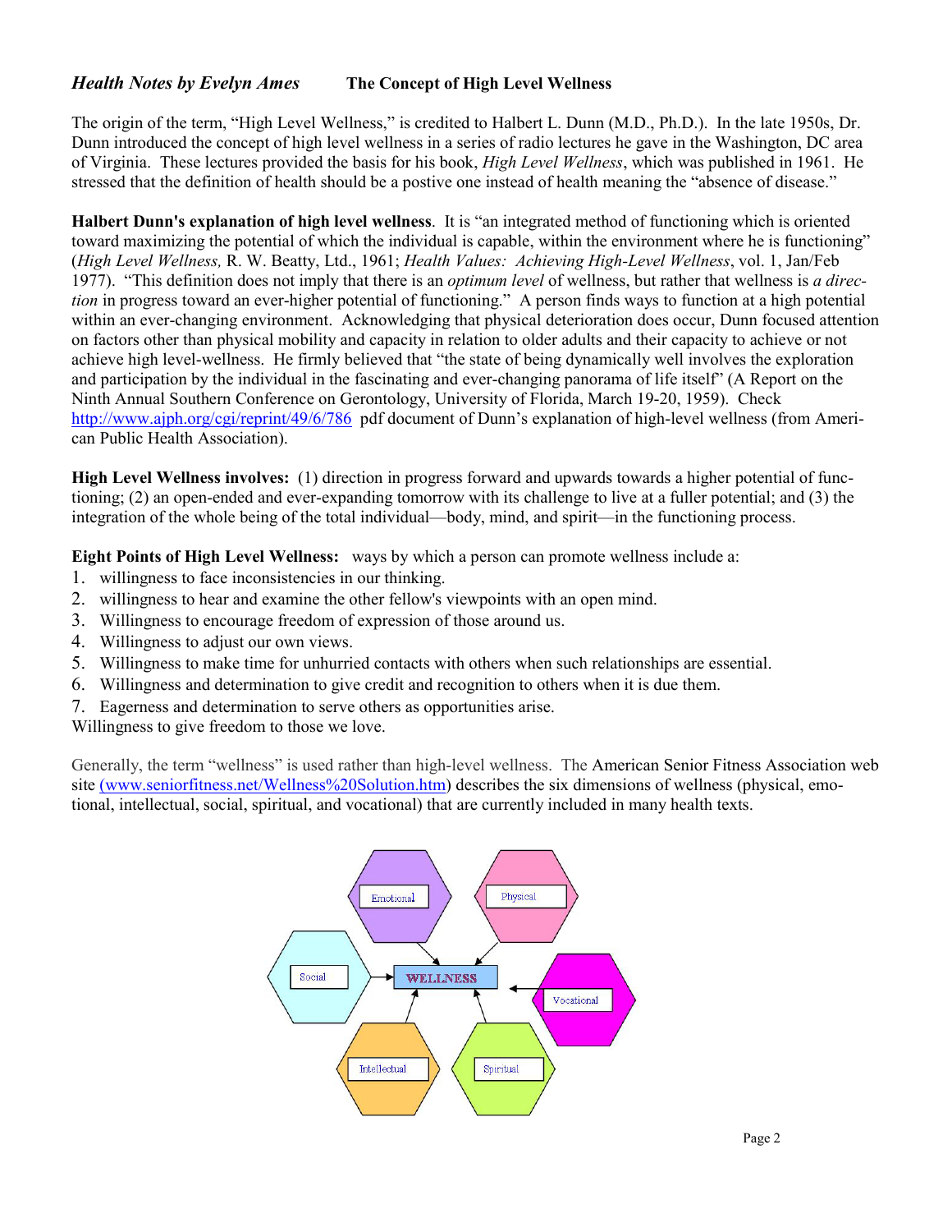*Health Notes by Evelyn Ames* **The Concept of High Level Wellness**

The origin of the term, "High Level Wellness," is credited to Halbert L. Dunn (M.D., Ph.D.). In the late 1950s, Dr. Dunn introduced the concept of high level wellness in a series of radio lectures he gave in the Washington, DC area of Virginia. These lectures provided the basis for his book, *High Level Wellness*, which was published in 1961. He stressed that the definition of health should be a postive one instead of health meaning the "absence of disease."

**Halbert Dunn's explanation of high level wellness**. It is "an integrated method of functioning which is oriented toward maximizing the potential of which the individual is capable, within the environment where he is functioning" (*High Level Wellness,* R. W. Beatty, Ltd., 1961; *Health Values: Achieving High-Level Wellness*, vol. 1, Jan/Feb 1977). "This definition does not imply that there is an *optimum level* of wellness, but rather that wellness is *a direction* in progress toward an ever-higher potential of functioning." A person finds ways to function at a high potential within an ever-changing environment. Acknowledging that physical deterioration does occur, Dunn focused attention on factors other than physical mobility and capacity in relation to older adults and their capacity to achieve or not achieve high level-wellness. He firmly believed that "the state of being dynamically well involves the exploration and participation by the individual in the fascinating and ever-changing panorama of life itself" (A Report on the Ninth Annual Southern Conference on Gerontology, University of Florida, March 19-20, 1959). Check http://www.ajph.org/cgi/reprint/49/6/786 pdf document of Dunn's explanation of high-level wellness (from American Public Health Association).

**High Level Wellness involves:** (1) direction in progress forward and upwards towards a higher potential of functioning; (2) an open-ended and ever-expanding tomorrow with its challenge to live at a fuller potential; and (3) the integration of the whole being of the total individual—body, mind, and spirit—in the functioning process.

**Eight Points of High Level Wellness:** ways by which a person can promote wellness include a:

1. willingness to face inconsistencies in our thinking.
2. willingness to hear and examine the other fellow's viewpoints with an open mind.
3. Willingness to encourage freedom of expression of those around us.
4. Willingness to adjust our own views.
5. Willingness to make time for unhurried contacts with others when such relationships are essential.
6. Willingness and determination to give credit and recognition to others when it is due them.
7. Eagerness and determination to serve others as opportunities arise.

Willingness to give freedom to those we love.

Generally, the term "wellness" is used rather than high-level wellness. The American Senior Fitness Association web site (www.seniorfitness.net/Wellness%20Solution.htm) describes the six dimensions of wellness (physical, emotional, intellectual, social, spiritual, and vocational) that are currently included in many health texts.

Emotional | Physical | Social | WELLNESS | Vocational | Intellectual | Spiritual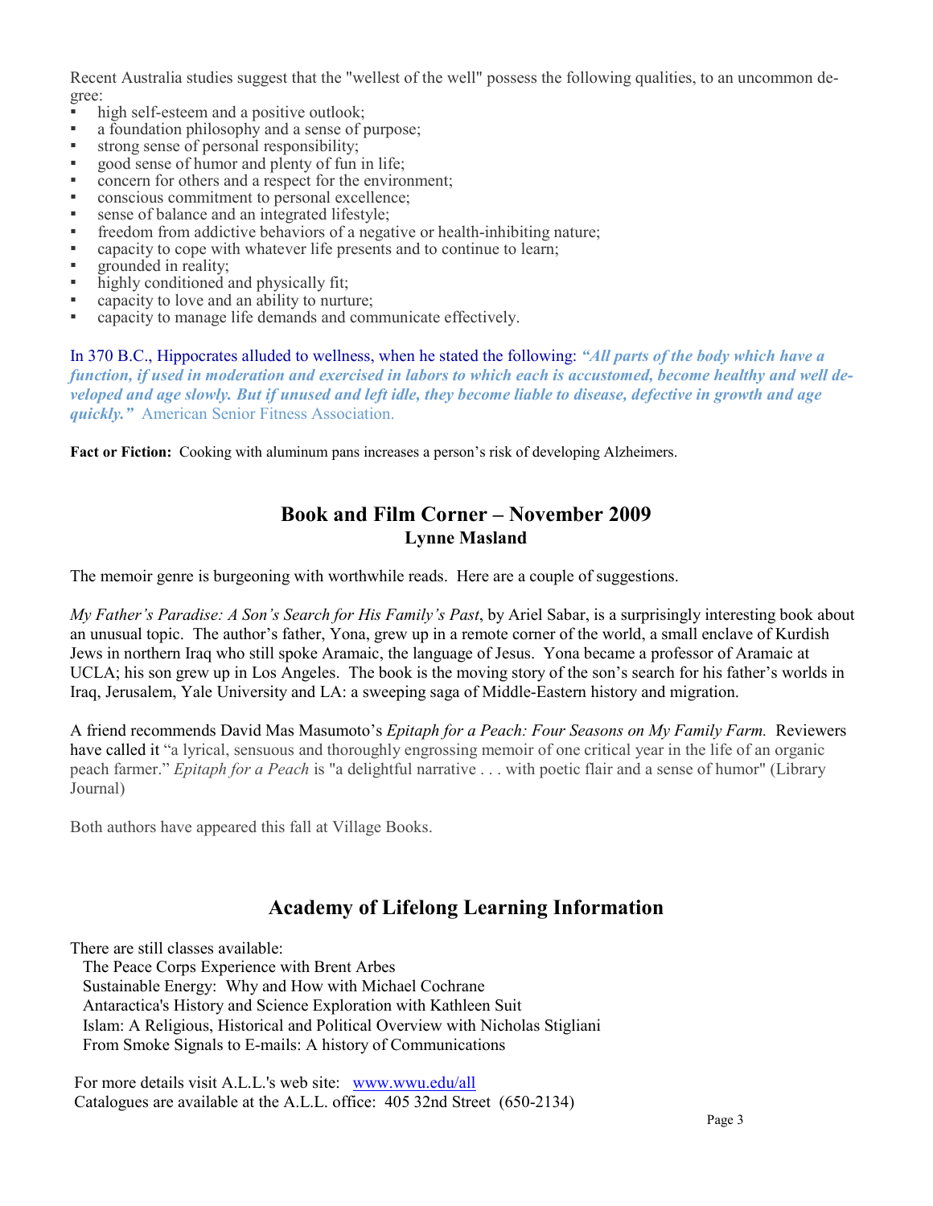Recent Australia studies suggest that the "wellest of the well" possess the following qualities, to an uncommon degree:

- high self-esteem and a positive outlook;
- a foundation philosophy and a sense of purpose;
- strong sense of personal responsibility;
- good sense of humor and plenty of fun in life;
- concern for others and a respect for the environment;
- conscious commitment to personal excellence;
- sense of balance and an integrated lifestyle;
- freedom from addictive behaviors of a negative or health-inhibiting nature;
- capacity to cope with whatever life presents and to continue to learn;
- grounded in reality;
- highly conditioned and physically fit;
- capacity to love and an ability to nurture;
- capacity to manage life demands and communicate effectively.

In 370 B.C., Hippocrates alluded to wellness, when he stated the following: ***"All parts of the body which have a function, if used in moderation and exercised in labors to which each is accustomed, become healthy and well developed and age slowly. But if unused and left idle, they become liable to disease, defective in growth and age quickly."*** American Senior Fitness Association.

**Fact or Fiction:** Cooking with aluminum pans increases a person's risk of developing Alzheimers.

## Book and Film Corner – November 2009

### Lynne Masland

The memoir genre is burgeoning with worthwhile reads. Here are a couple of suggestions.

*My Father's Paradise: A Son's Search for His Family's Past*, by Ariel Sabar, is a surprisingly interesting book about an unusual topic. The author's father, Yona, grew up in a remote corner of the world, a small enclave of Kurdish Jews in northern Iraq who still spoke Aramaic, the language of Jesus. Yona became a professor of Aramaic at UCLA; his son grew up in Los Angeles. The book is the moving story of the son's search for his father's worlds in Iraq, Jerusalem, Yale University and LA: a sweeping saga of Middle-Eastern history and migration.

A friend recommends David Mas Masumoto's *Epitaph for a Peach: Four Seasons on My Family Farm.* Reviewers have called it "a lyrical, sensuous and thoroughly engrossing memoir of one critical year in the life of an organic peach farmer." *Epitaph for a Peach* is "a delightful narrative . . . with poetic flair and a sense of humor" (Library Journal)

Both authors have appeared this fall at Village Books.

## Academy of Lifelong Learning Information

There are still classes available:

The Peace Corps Experience with Brent Arbes
Sustainable Energy: Why and How with Michael Cochrane
Antaractica's History and Science Exploration with Kathleen Suit
Islam: A Religious, Historical and Political Overview with Nicholas Stigliani
From Smoke Signals to E-mails: A history of Communications

For more details visit A.L.L.'s web site: [www.wwu.edu/all](http://www.wwu.edu/all)
Catalogues are available at the A.L.L. office: 405 32nd Street (650-2134)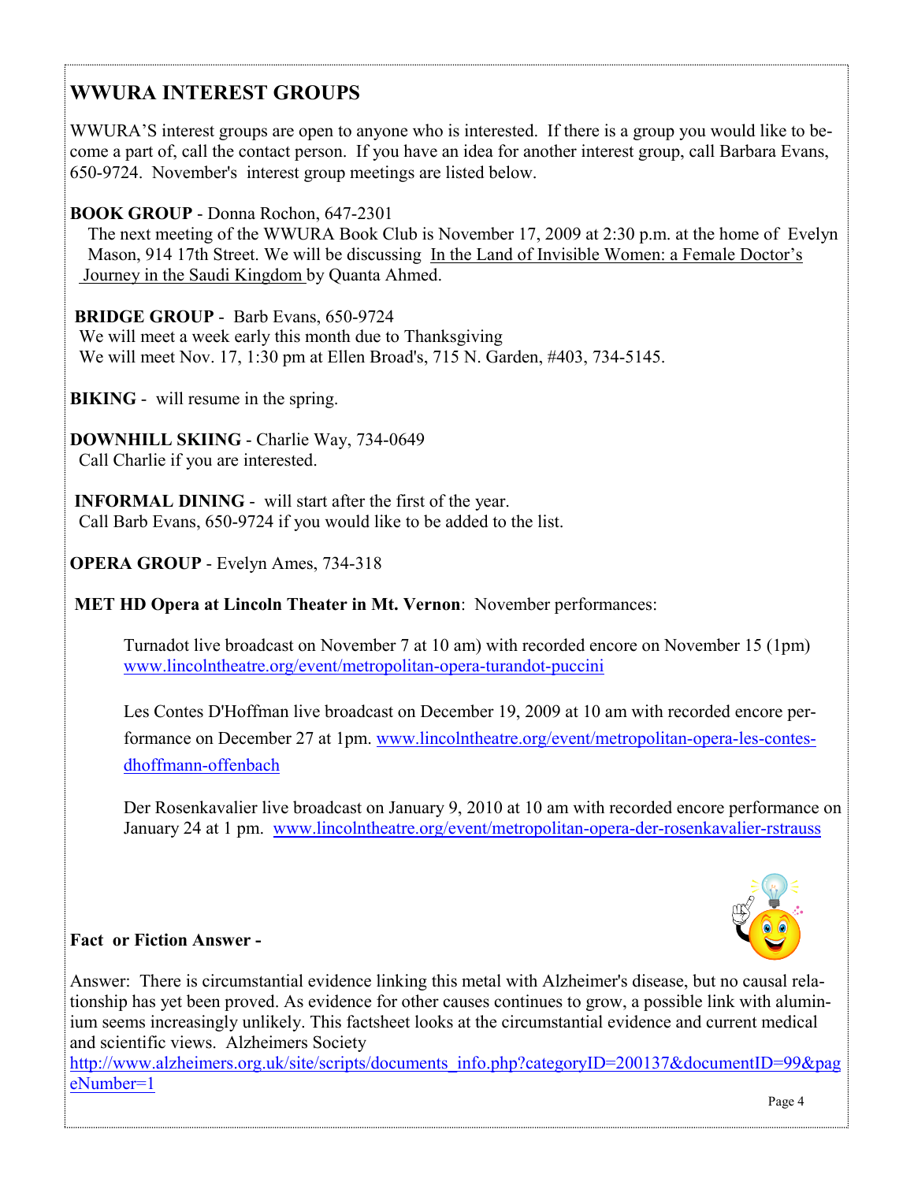## WWURA INTEREST GROUPS

WWURA'S interest groups are open to anyone who is interested. If there is a group you would like to become a part of, call the contact person. If you have an idea for another interest group, call Barbara Evans, 650-9724. November's interest group meetings are listed below.

**BOOK GROUP** - Donna Rochon, 647-2301

The next meeting of the WWURA Book Club is November 17, 2009 at 2:30 p.m. at the home of Evelyn Mason, 914 17th Street. We will be discussing In the Land of Invisible Women: a Female Doctor's Journey in the Saudi Kingdom by Quanta Ahmed.

**BRIDGE GROUP** - Barb Evans, 650-9724

We will meet a week early this month due to Thanksgiving
We will meet Nov. 17, 1:30 pm at Ellen Broad's, 715 N. Garden, #403, 734-5145.

**BIKING** - will resume in the spring.

**DOWNHILL SKIING** - Charlie Way, 734-0649

Call Charlie if you are interested.

**INFORMAL DINING** - will start after the first of the year.

Call Barb Evans, 650-9724 if you would like to be added to the list.

**OPERA GROUP** - Evelyn Ames, 734-318

**MET HD Opera at Lincoln Theater in Mt. Vernon**: November performances:

Turnadot live broadcast on November 7 at 10 am) with recorded encore on November 15 (1pm) www.lincolntheatre.org/event/metropolitan-opera-turandot-puccini

Les Contes D'Hoffman live broadcast on December 19, 2009 at 10 am with recorded encore performance on December 27 at 1pm. www.lincolntheatre.org/event/metropolitan-opera-les-contes-dhoffmann-offenbach

Der Rosenkavalier live broadcast on January 9, 2010 at 10 am with recorded encore performance on January 24 at 1 pm. www.lincolntheatre.org/event/metropolitan-opera-der-rosenkavalier-rstrauss

**Fact or Fiction Answer -**

Answer: There is circumstantial evidence linking this metal with Alzheimer's disease, but no causal relationship has yet been proved. As evidence for other causes continues to grow, a possible link with aluminium seems increasingly unlikely. This factsheet looks at the circumstantial evidence and current medical and scientific views. Alzheimers Society
http://www.alzheimers.org.uk/site/scripts/documents_info.php?categoryID=200137&documentID=99&pageNumber=1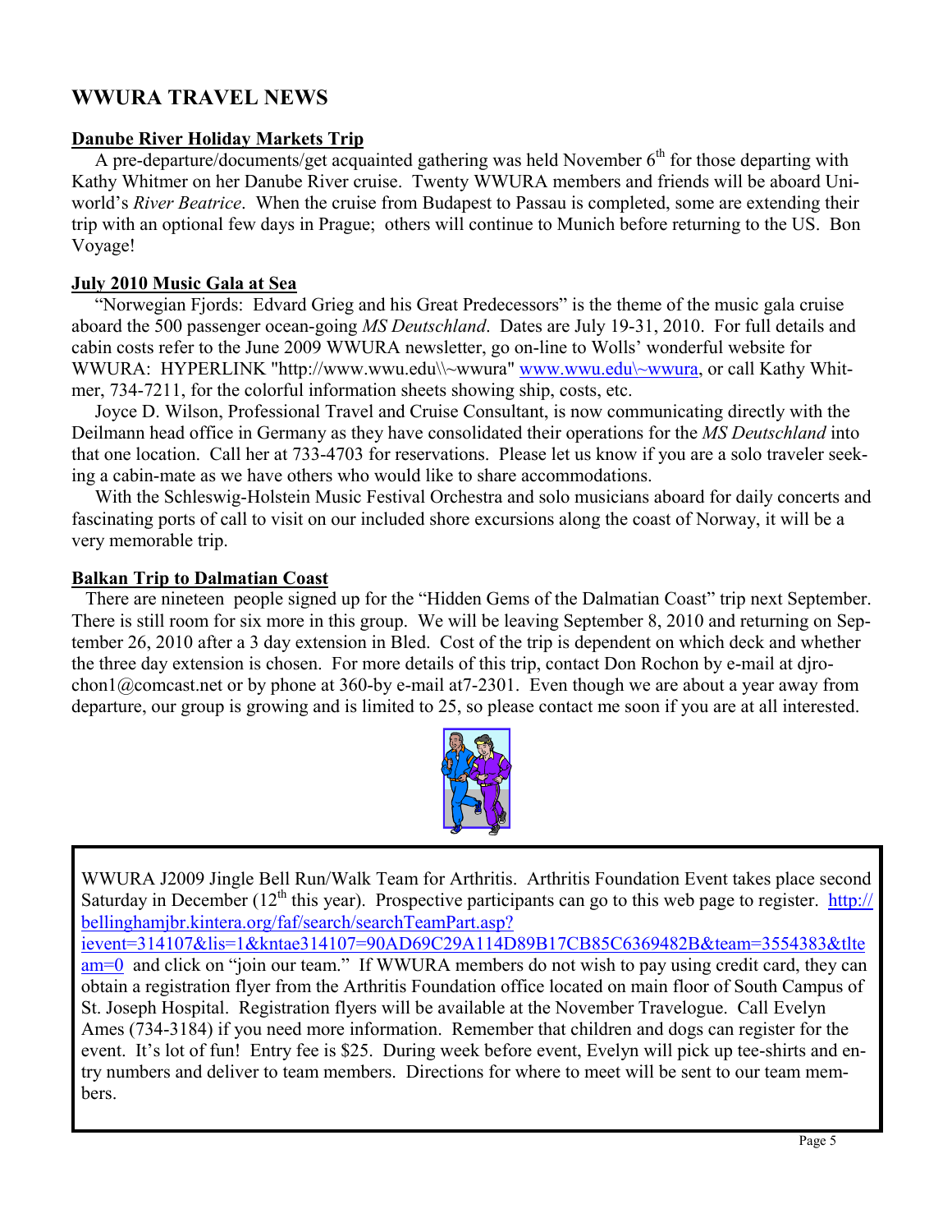## WWURA TRAVEL NEWS

### Danube River Holiday Markets Trip

A pre-departure/documents/get acquainted gathering was held November 6th for those departing with Kathy Whitmer on her Danube River cruise. Twenty WWURA members and friends will be aboard Uniworld's *River Beatrice*. When the cruise from Budapest to Passau is completed, some are extending their trip with an optional few days in Prague; others will continue to Munich before returning to the US. Bon Voyage!

### July 2010 Music Gala at Sea

"Norwegian Fjords: Edvard Grieg and his Great Predecessors" is the theme of the music gala cruise aboard the 500 passenger ocean-going *MS Deutschland*. Dates are July 19-31, 2010. For full details and cabin costs refer to the June 2009 WWURA newsletter, go on-line to Wolls' wonderful website for WWURA: HYPERLINK "http://www.wwu.edu\\~wwura" www.wwu.edu\~wwura, or call Kathy Whitmer, 734-7211, for the colorful information sheets showing ship, costs, etc.

Joyce D. Wilson, Professional Travel and Cruise Consultant, is now communicating directly with the Deilmann head office in Germany as they have consolidated their operations for the *MS Deutschland* into that one location. Call her at 733-4703 for reservations. Please let us know if you are a solo traveler seeking a cabin-mate as we have others who would like to share accommodations.

With the Schleswig-Holstein Music Festival Orchestra and solo musicians aboard for daily concerts and fascinating ports of call to visit on our included shore excursions along the coast of Norway, it will be a very memorable trip.

### Balkan Trip to Dalmatian Coast

There are nineteen people signed up for the "Hidden Gems of the Dalmatian Coast" trip next September. There is still room for six more in this group. We will be leaving September 8, 2010 and returning on September 26, 2010 after a 3 day extension in Bled. Cost of the trip is dependent on which deck and whether the three day extension is chosen. For more details of this trip, contact Don Rochon by e-mail at djrochon1@comcast.net or by phone at 360-by e-mail at7-2301. Even though we are about a year away from departure, our group is growing and is limited to 25, so please contact me soon if you are at all interested.

WWURA J2009 Jingle Bell Run/Walk Team for Arthritis. Arthritis Foundation Event takes place second Saturday in December (12th this year). Prospective participants can go to this web page to register. http://bellinghamjbr.kintera.org/faf/search/searchTeamPart.asp?ievent=314107&lis=1&kntae314107=90AD69C29A114D89B17CB85C6369482B&team=3554383&tlteam=0 and click on "join our team." If WWURA members do not wish to pay using credit card, they can obtain a registration flyer from the Arthritis Foundation office located on main floor of South Campus of St. Joseph Hospital. Registration flyers will be available at the November Travelogue. Call Evelyn Ames (734-3184) if you need more information. Remember that children and dogs can register for the event. It's lot of fun! Entry fee is $25. During week before event, Evelyn will pick up tee-shirts and entry numbers and deliver to team members. Directions for where to meet will be sent to our team members.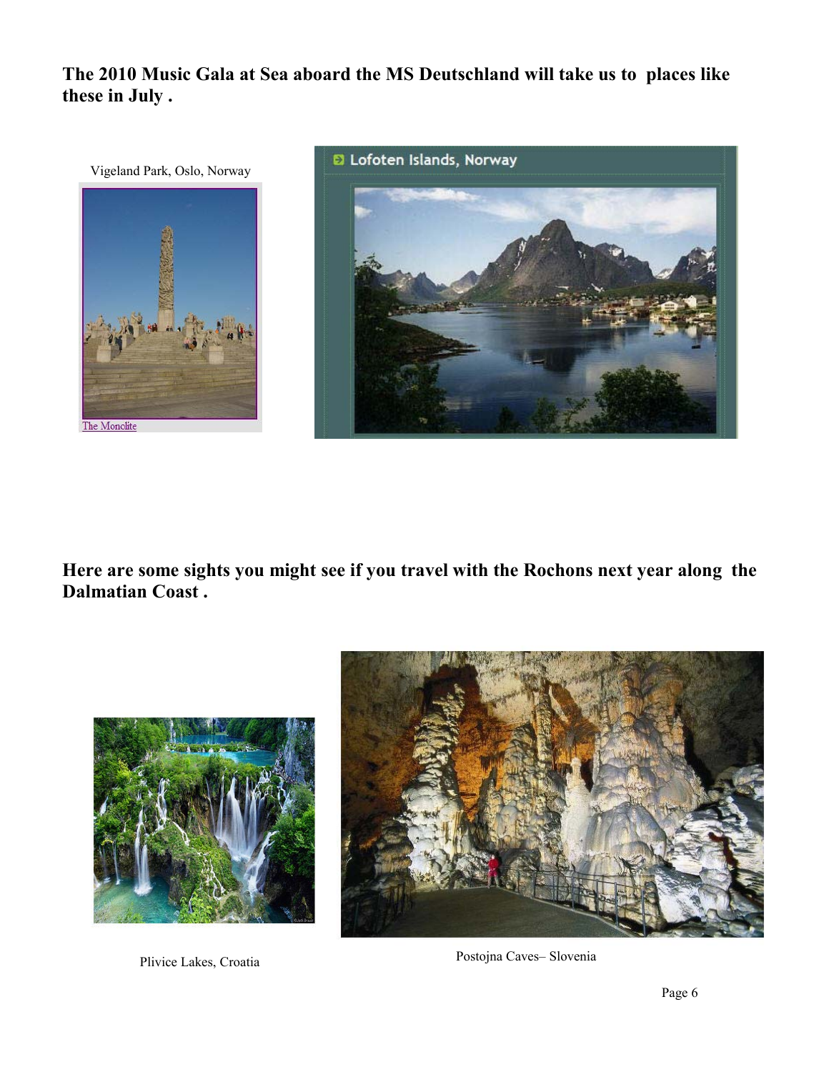**The 2010 Music Gala at Sea aboard the MS Deutschland will take us to places like these in July .**

Vigeland Park, Oslo, Norway

The Monolite

Lofoten Islands, Norway

**Here are some sights you might see if you travel with the Rochons next year along the Dalmatian Coast .**

Plivice Lakes, Croatia

Postojna Caves– Slovenia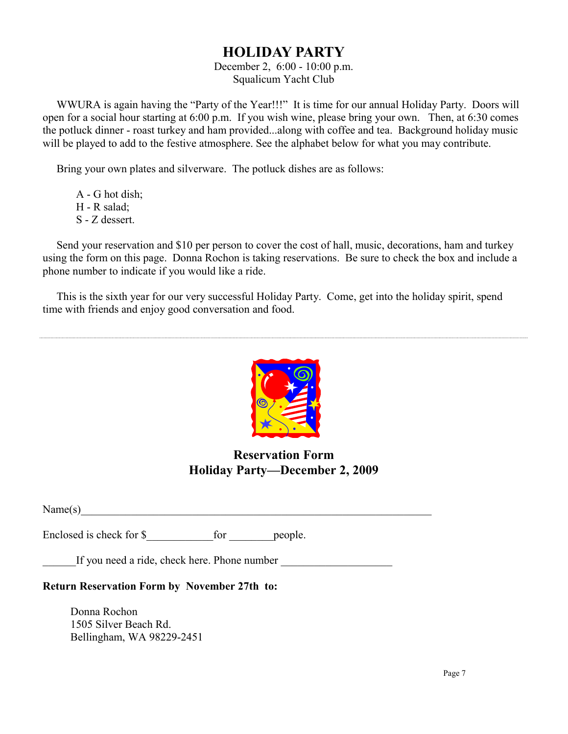# HOLIDAY PARTY

December 2, 6:00 - 10:00 p.m.
Squalicum Yacht Club

WWURA is again having the "Party of the Year!!!" It is time for our annual Holiday Party. Doors will open for a social hour starting at 6:00 p.m. If you wish wine, please bring your own. Then, at 6:30 comes the potluck dinner - roast turkey and ham provided...along with coffee and tea. Background holiday music will be played to add to the festive atmosphere. See the alphabet below for what you may contribute.

Bring your own plates and silverware. The potluck dishes are as follows:

A - G hot dish;
H - R salad;
S - Z dessert.

Send your reservation and $10 per person to cover the cost of hall, music, decorations, ham and turkey using the form on this page. Donna Rochon is taking reservations. Be sure to check the box and include a phone number to indicate if you would like a ride.

This is the sixth year for our very successful Holiday Party. Come, get into the holiday spirit, spend time with friends and enjoy good conversation and food.

---

## Reservation Form
## Holiday Party—December 2, 2009

Name(s)_________________________________________________________________

Enclosed is check for $____________for ________people.

______If you need a ride, check here. Phone number ____________________

**Return Reservation Form by November 27th to:**

Donna Rochon
1505 Silver Beach Rd.
Bellingham, WA 98229-2451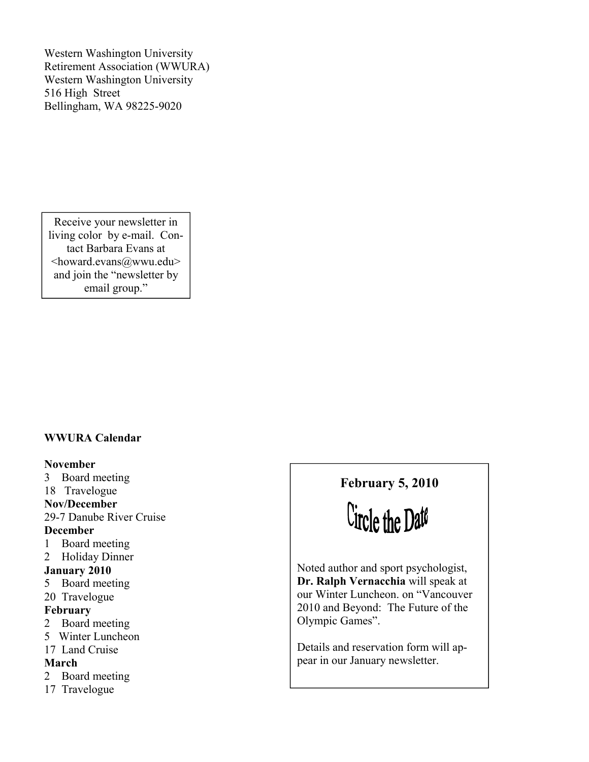Western Washington University
Retirement Association (WWURA)
Western Washington University
516 High Street
Bellingham, WA 98225-9020

Receive your newsletter in living color by e-mail. Contact Barbara Evans at <howard.evans@wwu.edu> and join the "newsletter by email group."

**WWURA Calendar**

**November**
3 Board meeting
18 Travelogue
**Nov/December**
29-7 Danube River Cruise
**December**
1 Board meeting
2 Holiday Dinner
**January 2010**
5 Board meeting
20 Travelogue
**February**
2 Board meeting
5 Winter Luncheon
17 Land Cruise
**March**
2 Board meeting
17 Travelogue

**February 5, 2010**

**Circle the Date**

Noted author and sport psychologist, **Dr. Ralph Vernacchia** will speak at our Winter Luncheon. on "Vancouver 2010 and Beyond: The Future of the Olympic Games".

Details and reservation form will appear in our January newsletter.